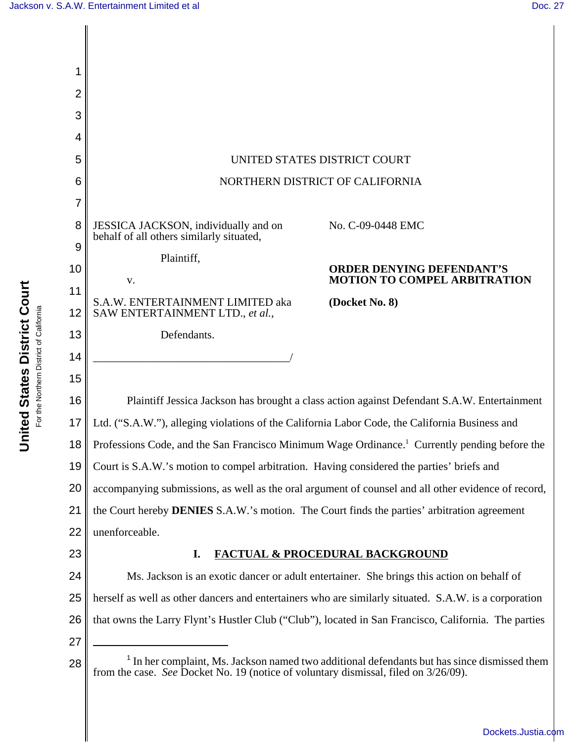UNITED STATES DISTRICT COURT

NORTHERN DISTRICT OF CALIFORNIA

JESSICA JACKSON, individually and on behalf of all others similarly situated,

Plaintiff,

v.

S.A.W. ENTERTAINMENT LIMITED aka SAW ENTERTAINMENT LTD., *et al.*,

Defendants.

___________________________________/

No. C-09-0448 EMC

**ORDER DENYING DEFENDANT'S MOTION TO COMPEL ARBITRATION**

**(Docket No. 8)**

Plaintiff Jessica Jackson has brought a class action against Defendant S.A.W. Entertainment Ltd. ("S.A.W."), alleging violations of the California Labor Code, the California Business and Professions Code, and the San Francisco Minimum Wage Ordinance.[1] Currently pending before the Court is S.A.W.'s motion to compel arbitration. Having considered the parties' briefs and accompanying submissions, as well as the oral argument of counsel and all other evidence of record, the Court hereby **DENIES** S.A.W.'s motion. The Court finds the parties' arbitration agreement unenforceable.

## I. FACTUAL & PROCEDURAL BACKGROUND

Ms. Jackson is an exotic dancer or adult entertainer. She brings this action on behalf of herself as well as other dancers and entertainers who are similarly situated. S.A.W. is a corporation that owns the Larry Flynt's Hustler Club ("Club"), located in San Francisco, California. The parties

---

[1] In her complaint, Ms. Jackson named two additional defendants but has since dismissed them from the case. *See* Docket No. 19 (notice of voluntary dismissal, filed on 3/26/09).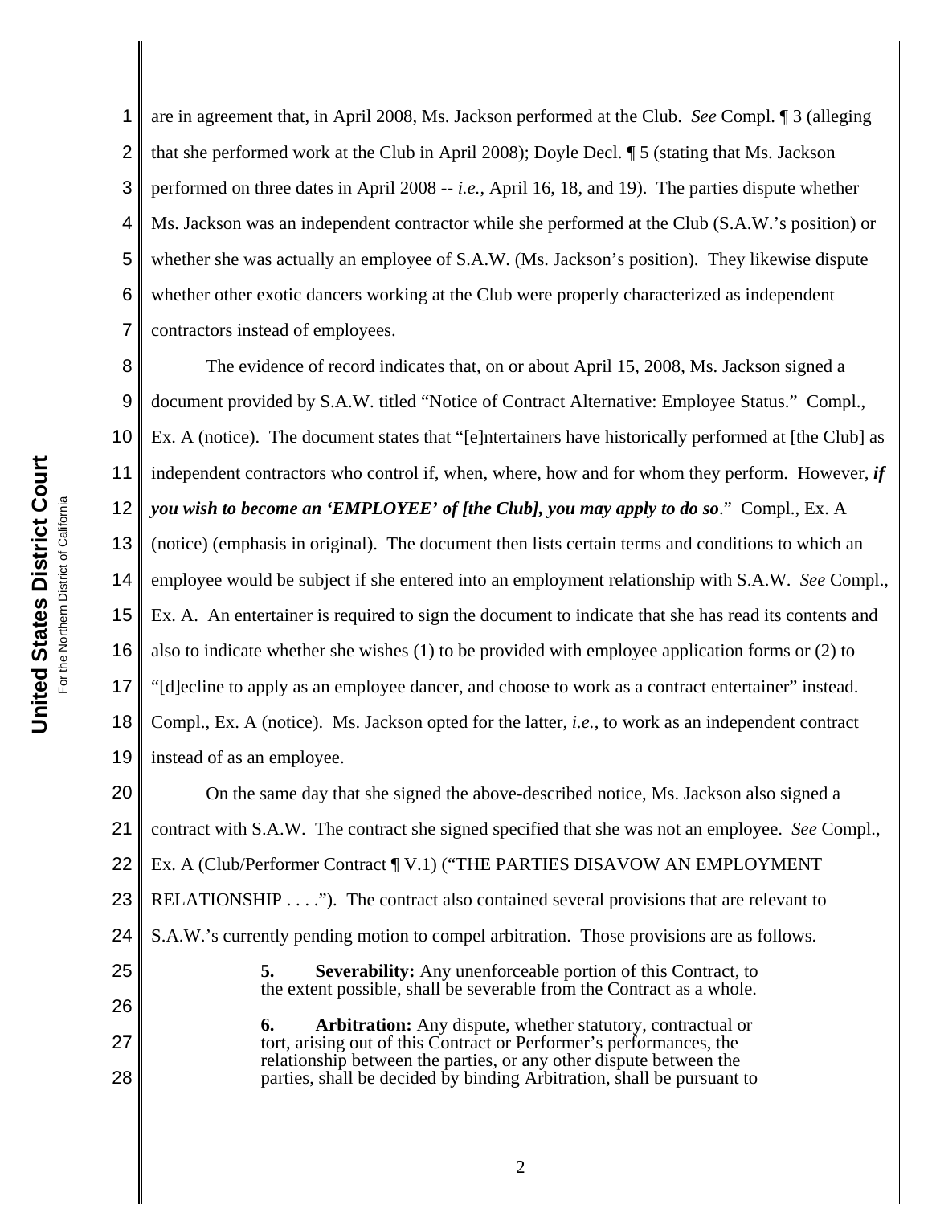are in agreement that, in April 2008, Ms. Jackson performed at the Club. *See* Compl. ¶ 3 (alleging that she performed work at the Club in April 2008); Doyle Decl. ¶ 5 (stating that Ms. Jackson performed on three dates in April 2008 -- *i.e.*, April 16, 18, and 19). The parties dispute whether Ms. Jackson was an independent contractor while she performed at the Club (S.A.W.'s position) or whether she was actually an employee of S.A.W. (Ms. Jackson's position). They likewise dispute whether other exotic dancers working at the Club were properly characterized as independent contractors instead of employees.

The evidence of record indicates that, on or about April 15, 2008, Ms. Jackson signed a document provided by S.A.W. titled "Notice of Contract Alternative: Employee Status." Compl., Ex. A (notice). The document states that "[e]ntertainers have historically performed at [the Club] as independent contractors who control if, when, where, how and for whom they perform. However, ***if you wish to become an 'EMPLOYEE' of [the Club], you may apply to do so***." Compl., Ex. A (notice) (emphasis in original). The document then lists certain terms and conditions to which an employee would be subject if she entered into an employment relationship with S.A.W. *See* Compl., Ex. A. An entertainer is required to sign the document to indicate that she has read its contents and also to indicate whether she wishes (1) to be provided with employee application forms or (2) to "[d]ecline to apply as an employee dancer, and choose to work as a contract entertainer" instead. Compl., Ex. A (notice). Ms. Jackson opted for the latter, *i.e.*, to work as an independent contract instead of as an employee.

On the same day that she signed the above-described notice, Ms. Jackson also signed a contract with S.A.W. The contract she signed specified that she was not an employee. *See* Compl., Ex. A (Club/Performer Contract ¶ V.1) ("THE PARTIES DISAVOW AN EMPLOYMENT RELATIONSHIP . . . ."). The contract also contained several provisions that are relevant to S.A.W.'s currently pending motion to compel arbitration. Those provisions are as follows.

> **5. Severability:** Any unenforceable portion of this Contract, to the extent possible, shall be severable from the Contract as a whole.
>
> **6. Arbitration:** Any dispute, whether statutory, contractual or tort, arising out of this Contract or Performer's performances, the relationship between the parties, or any other dispute between the parties, shall be decided by binding Arbitration, shall be pursuant to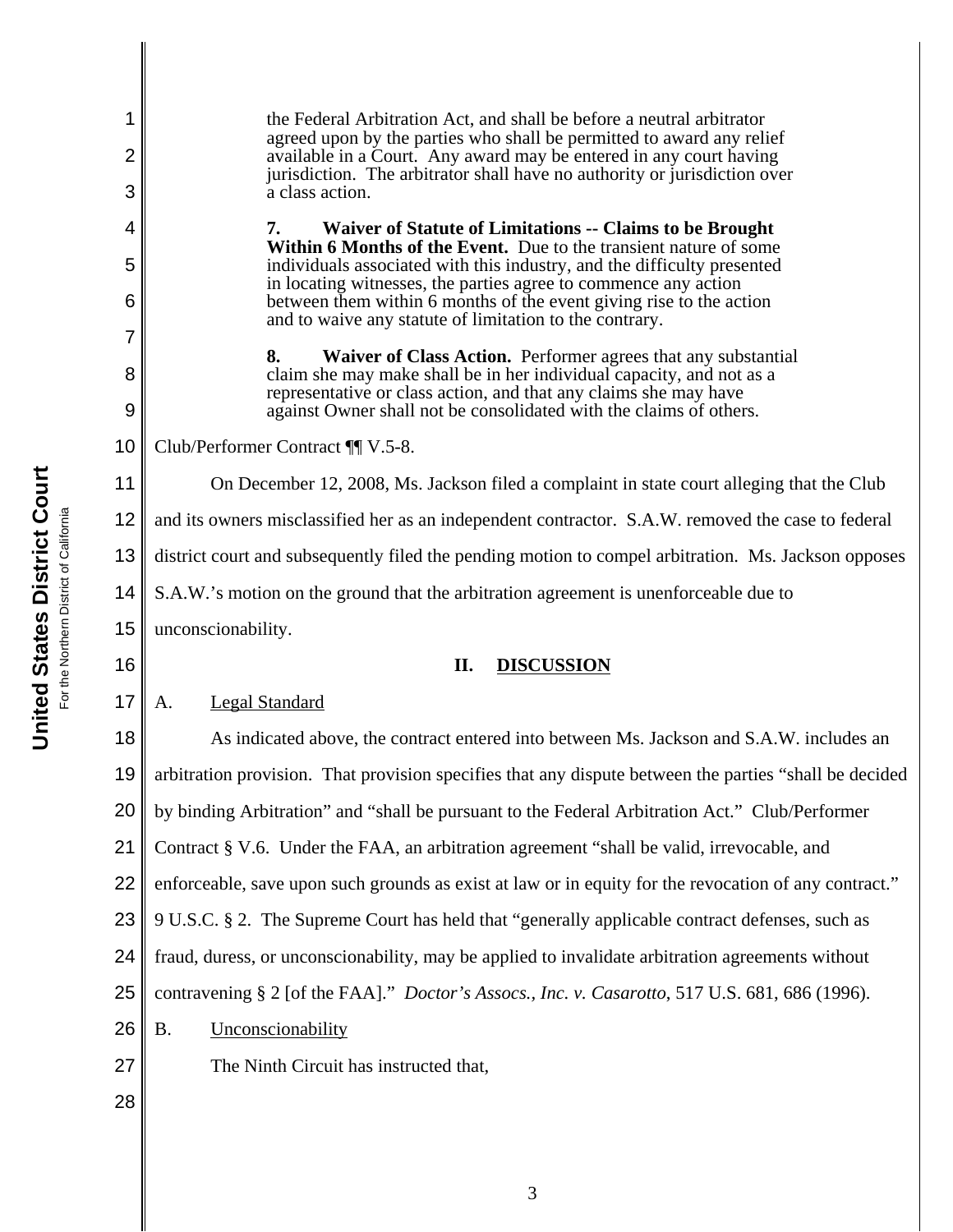> the Federal Arbitration Act, and shall be before a neutral arbitrator agreed upon by the parties who shall be permitted to award any relief available in a Court. Any award may be entered in any court having jurisdiction. The arbitrator shall have no authority or jurisdiction over a class action.
>
> **7. Waiver of Statute of Limitations -- Claims to be Brought Within 6 Months of the Event.** Due to the transient nature of some individuals associated with this industry, and the difficulty presented in locating witnesses, the parties agree to commence any action between them within 6 months of the event giving rise to the action and to waive any statute of limitation to the contrary.
>
> **8. Waiver of Class Action.** Performer agrees that any substantial claim she may make shall be in her individual capacity, and not as a representative or class action, and that any claims she may have against Owner shall not be consolidated with the claims of others.

Club/Performer Contract ¶¶ V.5-8.

On December 12, 2008, Ms. Jackson filed a complaint in state court alleging that the Club and its owners misclassified her as an independent contractor. S.A.W. removed the case to federal district court and subsequently filed the pending motion to compel arbitration. Ms. Jackson opposes S.A.W.'s motion on the ground that the arbitration agreement is unenforceable due to unconscionability.

## II. DISCUSSION

### A. Legal Standard

As indicated above, the contract entered into between Ms. Jackson and S.A.W. includes an arbitration provision. That provision specifies that any dispute between the parties "shall be decided by binding Arbitration" and "shall be pursuant to the Federal Arbitration Act." Club/Performer Contract § V.6. Under the FAA, an arbitration agreement "shall be valid, irrevocable, and enforceable, save upon such grounds as exist at law or in equity for the revocation of any contract." 9 U.S.C. § 2. The Supreme Court has held that "generally applicable contract defenses, such as fraud, duress, or unconscionability, may be applied to invalidate arbitration agreements without contravening § 2 [of the FAA]." *Doctor's Assocs., Inc. v. Casarotto*, 517 U.S. 681, 686 (1996).

### B. Unconscionability

The Ninth Circuit has instructed that,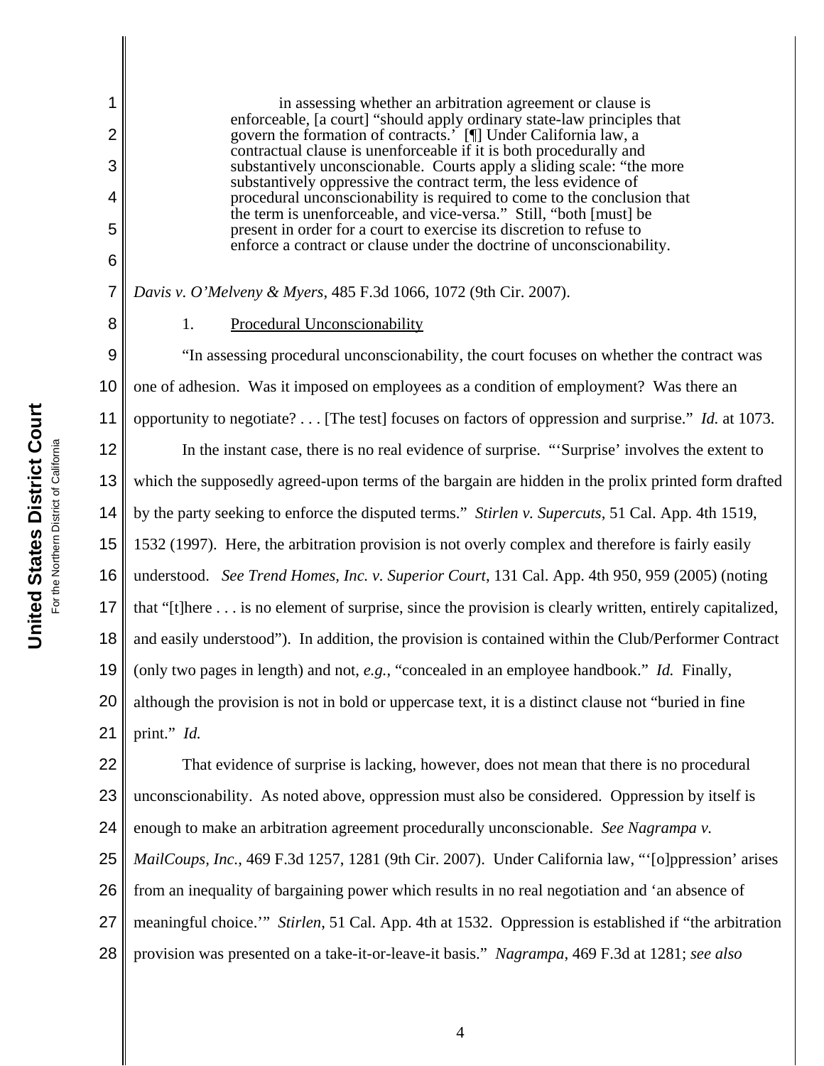> in assessing whether an arbitration agreement or clause is enforceable, [a court] "should apply ordinary state-law principles that govern the formation of contracts.' [¶] Under California law, a contractual clause is unenforceable if it is both procedurally and substantively unconscionable. Courts apply a sliding scale: "the more substantively oppressive the contract term, the less evidence of procedural unconscionability is required to come to the conclusion that the term is unenforceable, and vice-versa." Still, "both [must] be present in order for a court to exercise its discretion to refuse to enforce a contract or clause under the doctrine of unconscionability.

*Davis v. O'Melveny & Myers*, 485 F.3d 1066, 1072 (9th Cir. 2007).

1. Procedural Unconscionability

"In assessing procedural unconscionability, the court focuses on whether the contract was one of adhesion. Was it imposed on employees as a condition of employment? Was there an opportunity to negotiate? . . . [The test] focuses on factors of oppression and surprise." *Id.* at 1073.

In the instant case, there is no real evidence of surprise. "'Surprise' involves the extent to which the supposedly agreed-upon terms of the bargain are hidden in the prolix printed form drafted by the party seeking to enforce the disputed terms." *Stirlen v. Supercuts*, 51 Cal. App. 4th 1519, 1532 (1997). Here, the arbitration provision is not overly complex and therefore is fairly easily understood. *See Trend Homes, Inc. v. Superior Court*, 131 Cal. App. 4th 950, 959 (2005) (noting that "[t]here . . . is no element of surprise, since the provision is clearly written, entirely capitalized, and easily understood"). In addition, the provision is contained within the Club/Performer Contract (only two pages in length) and not, *e.g.*, "concealed in an employee handbook." *Id.* Finally, although the provision is not in bold or uppercase text, it is a distinct clause not "buried in fine print." *Id.*

That evidence of surprise is lacking, however, does not mean that there is no procedural unconscionability. As noted above, oppression must also be considered. Oppression by itself is enough to make an arbitration agreement procedurally unconscionable. *See Nagrampa v. MailCoups, Inc.*, 469 F.3d 1257, 1281 (9th Cir. 2007). Under California law, "'[o]ppression' arises from an inequality of bargaining power which results in no real negotiation and 'an absence of meaningful choice.'" *Stirlen*, 51 Cal. App. 4th at 1532. Oppression is established if "the arbitration provision was presented on a take-it-or-leave-it basis." *Nagrampa*, 469 F.3d at 1281; *see also*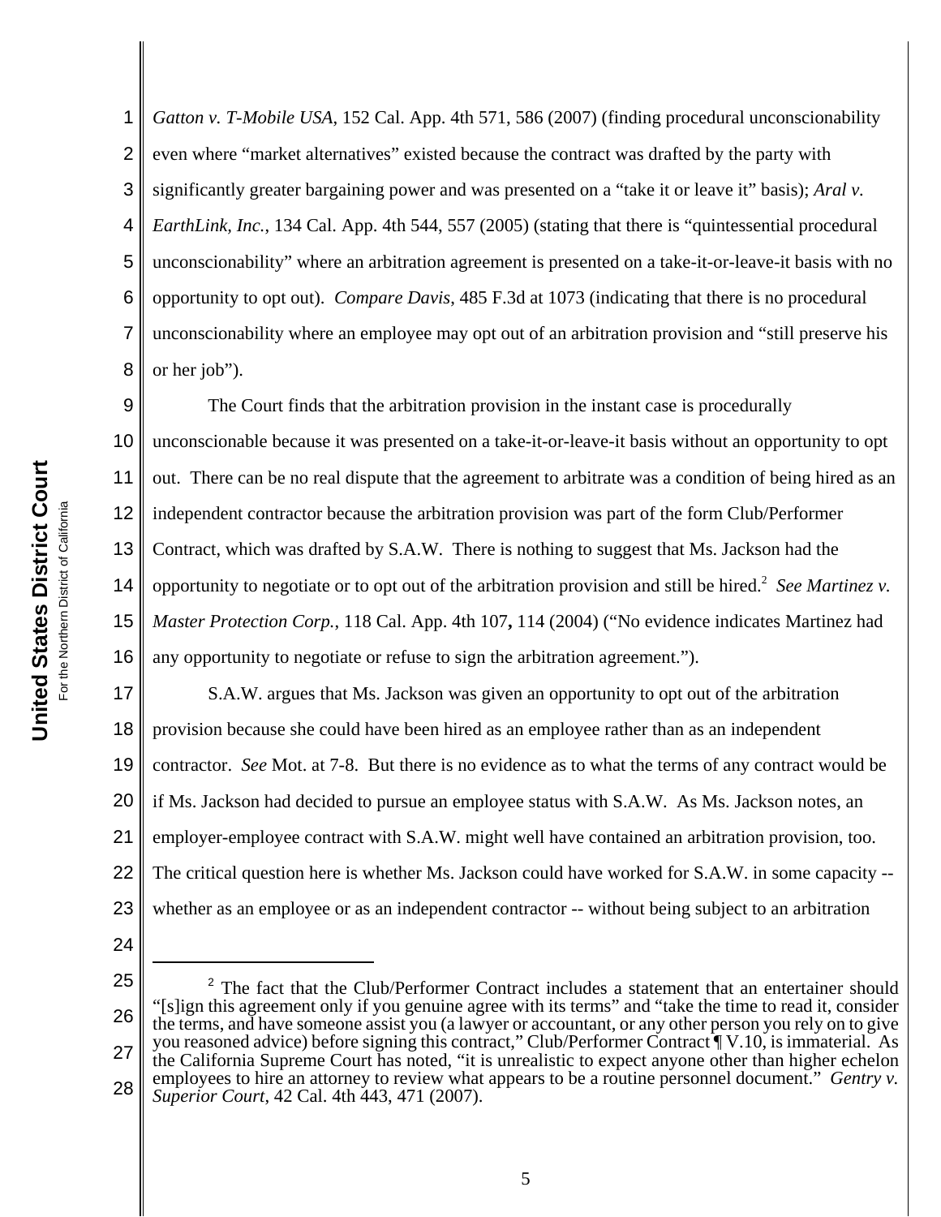*Gatton v. T-Mobile USA*, 152 Cal. App. 4th 571, 586 (2007) (finding procedural unconscionability even where "market alternatives" existed because the contract was drafted by the party with significantly greater bargaining power and was presented on a "take it or leave it" basis); *Aral v. EarthLink, Inc.*, 134 Cal. App. 4th 544, 557 (2005) (stating that there is "quintessential procedural unconscionability" where an arbitration agreement is presented on a take-it-or-leave-it basis with no opportunity to opt out). *Compare Davis*, 485 F.3d at 1073 (indicating that there is no procedural unconscionability where an employee may opt out of an arbitration provision and "still preserve his or her job").

The Court finds that the arbitration provision in the instant case is procedurally unconscionable because it was presented on a take-it-or-leave-it basis without an opportunity to opt out. There can be no real dispute that the agreement to arbitrate was a condition of being hired as an independent contractor because the arbitration provision was part of the form Club/Performer Contract, which was drafted by S.A.W. There is nothing to suggest that Ms. Jackson had the opportunity to negotiate or to opt out of the arbitration provision and still be hired.[2] *See Martinez v. Master Protection Corp.*, 118 Cal. App. 4th 107, 114 (2004) ("No evidence indicates Martinez had any opportunity to negotiate or refuse to sign the arbitration agreement.").

S.A.W. argues that Ms. Jackson was given an opportunity to opt out of the arbitration provision because she could have been hired as an employee rather than as an independent contractor. *See* Mot. at 7-8. But there is no evidence as to what the terms of any contract would be if Ms. Jackson had decided to pursue an employee status with S.A.W. As Ms. Jackson notes, an employer-employee contract with S.A.W. might well have contained an arbitration provision, too. The critical question here is whether Ms. Jackson could have worked for S.A.W. in some capacity -- whether as an employee or as an independent contractor -- without being subject to an arbitration

---

[2] The fact that the Club/Performer Contract includes a statement that an entertainer should "[s]ign this agreement only if you genuine agree with its terms" and "take the time to read it, consider the terms, and have someone assist you (a lawyer or accountant, or any other person you rely on to give you reasoned advice) before signing this contract," Club/Performer Contract ¶ V.10, is immaterial. As the California Supreme Court has noted, "it is unrealistic to expect anyone other than higher echelon employees to hire an attorney to review what appears to be a routine personnel document." *Gentry v. Superior Court*, 42 Cal. 4th 443, 471 (2007).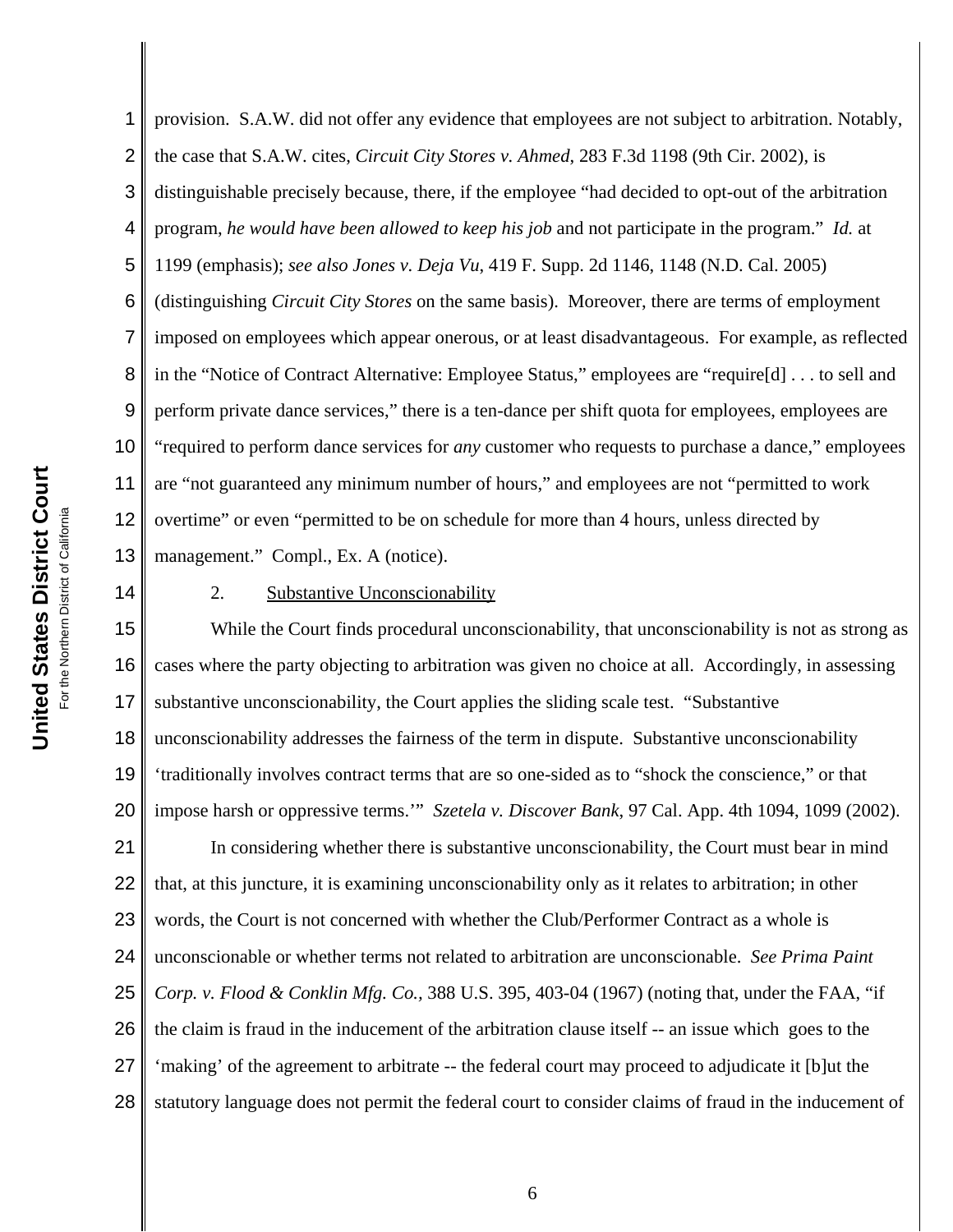provision. S.A.W. did not offer any evidence that employees are not subject to arbitration. Notably, the case that S.A.W. cites, *Circuit City Stores v. Ahmed*, 283 F.3d 1198 (9th Cir. 2002), is distinguishable precisely because, there, if the employee "had decided to opt-out of the arbitration program, *he would have been allowed to keep his job* and not participate in the program." *Id.* at 1199 (emphasis); *see also Jones v. Deja Vu*, 419 F. Supp. 2d 1146, 1148 (N.D. Cal. 2005) (distinguishing *Circuit City Stores* on the same basis). Moreover, there are terms of employment imposed on employees which appear onerous, or at least disadvantageous. For example, as reflected in the "Notice of Contract Alternative: Employee Status," employees are "require[d] . . . to sell and perform private dance services," there is a ten-dance per shift quota for employees, employees are "required to perform dance services for *any* customer who requests to purchase a dance," employees are "not guaranteed any minimum number of hours," and employees are not "permitted to work overtime" or even "permitted to be on schedule for more than 4 hours, unless directed by management." Compl., Ex. A (notice).

2. Substantive Unconscionability

While the Court finds procedural unconscionability, that unconscionability is not as strong as cases where the party objecting to arbitration was given no choice at all. Accordingly, in assessing substantive unconscionability, the Court applies the sliding scale test. "Substantive unconscionability addresses the fairness of the term in dispute. Substantive unconscionability 'traditionally involves contract terms that are so one-sided as to "shock the conscience," or that impose harsh or oppressive terms.'" *Szetela v. Discover Bank*, 97 Cal. App. 4th 1094, 1099 (2002).

In considering whether there is substantive unconscionability, the Court must bear in mind that, at this juncture, it is examining unconscionability only as it relates to arbitration; in other words, the Court is not concerned with whether the Club/Performer Contract as a whole is unconscionable or whether terms not related to arbitration are unconscionable. *See Prima Paint Corp. v. Flood & Conklin Mfg. Co.*, 388 U.S. 395, 403-04 (1967) (noting that, under the FAA, "if the claim is fraud in the inducement of the arbitration clause itself -- an issue which goes to the 'making' of the agreement to arbitrate -- the federal court may proceed to adjudicate it [b]ut the statutory language does not permit the federal court to consider claims of fraud in the inducement of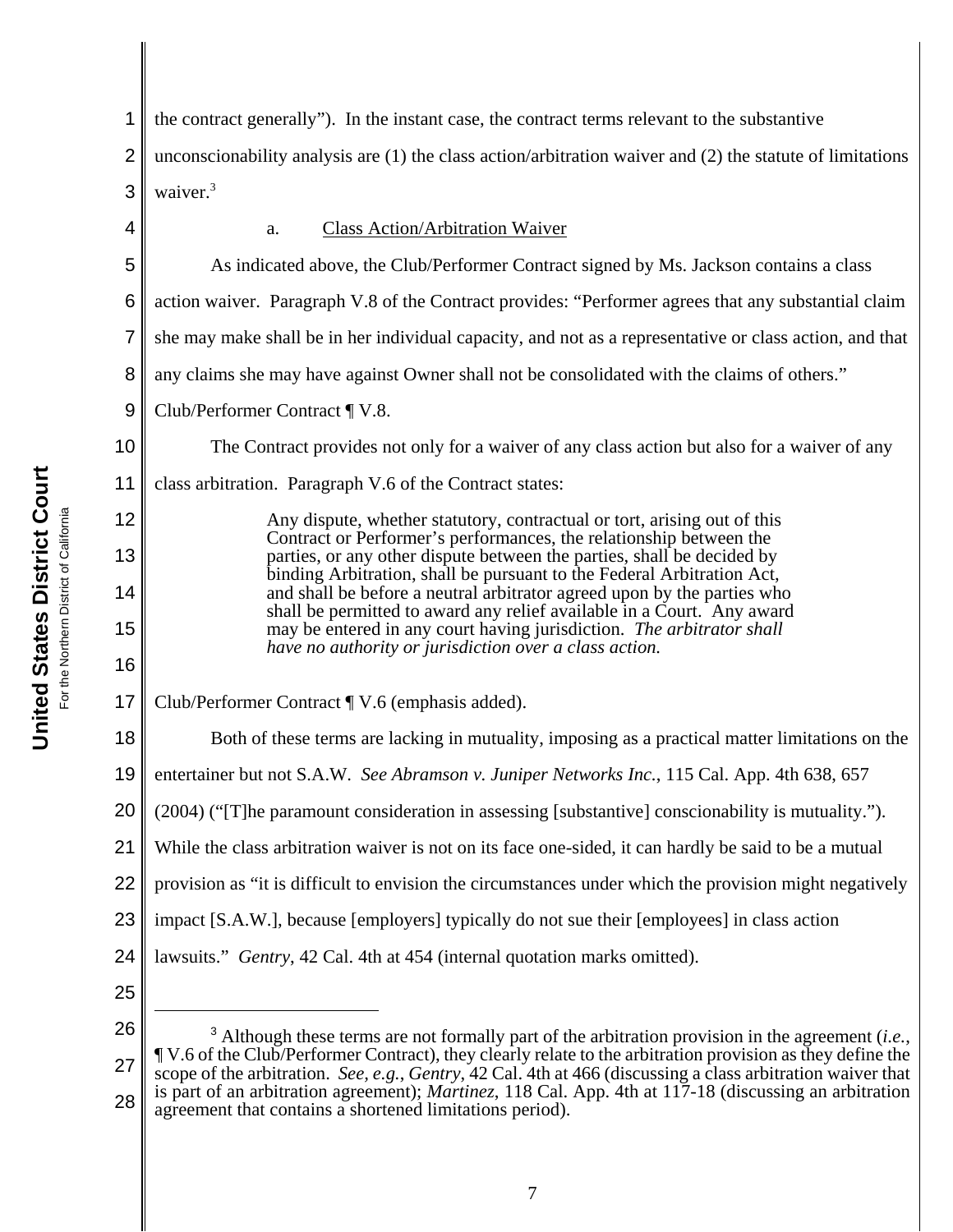the contract generally"). In the instant case, the contract terms relevant to the substantive unconscionability analysis are (1) the class action/arbitration waiver and (2) the statute of limitations waiver.[3]

a. Class Action/Arbitration Waiver

As indicated above, the Club/Performer Contract signed by Ms. Jackson contains a class action waiver. Paragraph V.8 of the Contract provides: "Performer agrees that any substantial claim she may make shall be in her individual capacity, and not as a representative or class action, and that any claims she may have against Owner shall not be consolidated with the claims of others." Club/Performer Contract ¶ V.8.

The Contract provides not only for a waiver of any class action but also for a waiver of any class arbitration. Paragraph V.6 of the Contract states:

> Any dispute, whether statutory, contractual or tort, arising out of this Contract or Performer's performances, the relationship between the parties, or any other dispute between the parties, shall be decided by binding Arbitration, shall be pursuant to the Federal Arbitration Act, and shall be before a neutral arbitrator agreed upon by the parties who shall be permitted to award any relief available in a Court. Any award may be entered in any court having jurisdiction. *The arbitrator shall have no authority or jurisdiction over a class action.*

Club/Performer Contract ¶ V.6 (emphasis added).

Both of these terms are lacking in mutuality, imposing as a practical matter limitations on the entertainer but not S.A.W. *See Abramson v. Juniper Networks Inc.*, 115 Cal. App. 4th 638, 657 (2004) ("[T]he paramount consideration in assessing [substantive] conscionability is mutuality."). While the class arbitration waiver is not on its face one-sided, it can hardly be said to be a mutual provision as "it is difficult to envision the circumstances under which the provision might negatively impact [S.A.W.], because [employers] typically do not sue their [employees] in class action lawsuits." *Gentry*, 42 Cal. 4th at 454 (internal quotation marks omitted).

---

[3] Although these terms are not formally part of the arbitration provision in the agreement (*i.e.*, ¶ V.6 of the Club/Performer Contract), they clearly relate to the arbitration provision as they define the scope of the arbitration. *See, e.g.*, *Gentry*, 42 Cal. 4th at 466 (discussing a class arbitration waiver that is part of an arbitration agreement); *Martinez*, 118 Cal. App. 4th at 117-18 (discussing an arbitration agreement that contains a shortened limitations period).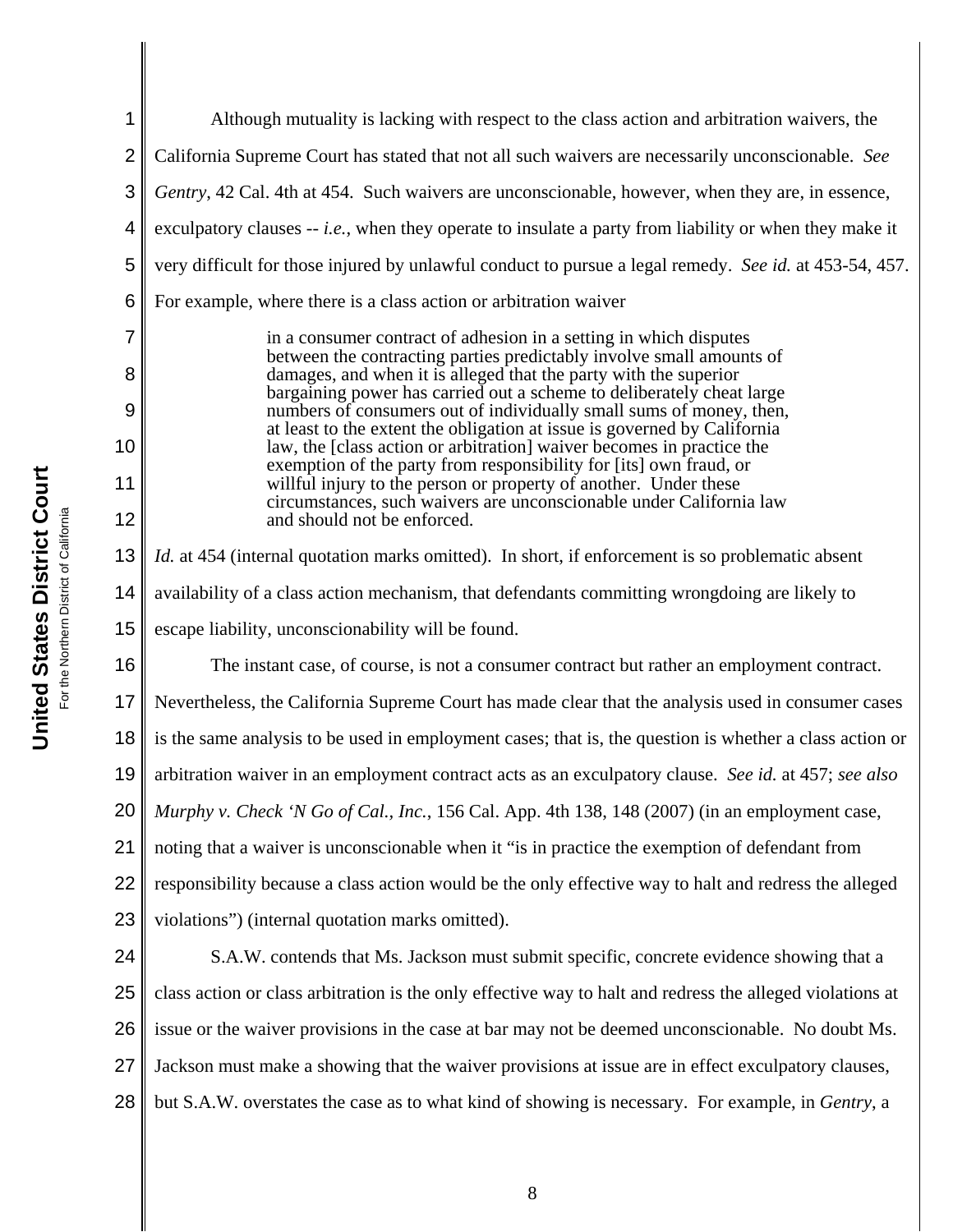Although mutuality is lacking with respect to the class action and arbitration waivers, the California Supreme Court has stated that not all such waivers are necessarily unconscionable. *See Gentry*, 42 Cal. 4th at 454. Such waivers are unconscionable, however, when they are, in essence, exculpatory clauses -- *i.e.*, when they operate to insulate a party from liability or when they make it very difficult for those injured by unlawful conduct to pursue a legal remedy. *See id.* at 453-54, 457. For example, where there is a class action or arbitration waiver

> in a consumer contract of adhesion in a setting in which disputes between the contracting parties predictably involve small amounts of damages, and when it is alleged that the party with the superior bargaining power has carried out a scheme to deliberately cheat large numbers of consumers out of individually small sums of money, then, at least to the extent the obligation at issue is governed by California law, the [class action or arbitration] waiver becomes in practice the exemption of the party from responsibility for [its] own fraud, or willful injury to the person or property of another. Under these circumstances, such waivers are unconscionable under California law and should not be enforced.

*Id.* at 454 (internal quotation marks omitted). In short, if enforcement is so problematic absent availability of a class action mechanism, that defendants committing wrongdoing are likely to escape liability, unconscionability will be found.

The instant case, of course, is not a consumer contract but rather an employment contract. Nevertheless, the California Supreme Court has made clear that the analysis used in consumer cases is the same analysis to be used in employment cases; that is, the question is whether a class action or arbitration waiver in an employment contract acts as an exculpatory clause. *See id.* at 457; *see also Murphy v. Check 'N Go of Cal., Inc.*, 156 Cal. App. 4th 138, 148 (2007) (in an employment case, noting that a waiver is unconscionable when it "is in practice the exemption of defendant from responsibility because a class action would be the only effective way to halt and redress the alleged violations") (internal quotation marks omitted).

S.A.W. contends that Ms. Jackson must submit specific, concrete evidence showing that a class action or class arbitration is the only effective way to halt and redress the alleged violations at issue or the waiver provisions in the case at bar may not be deemed unconscionable. No doubt Ms. Jackson must make a showing that the waiver provisions at issue are in effect exculpatory clauses, but S.A.W. overstates the case as to what kind of showing is necessary. For example, in *Gentry*, a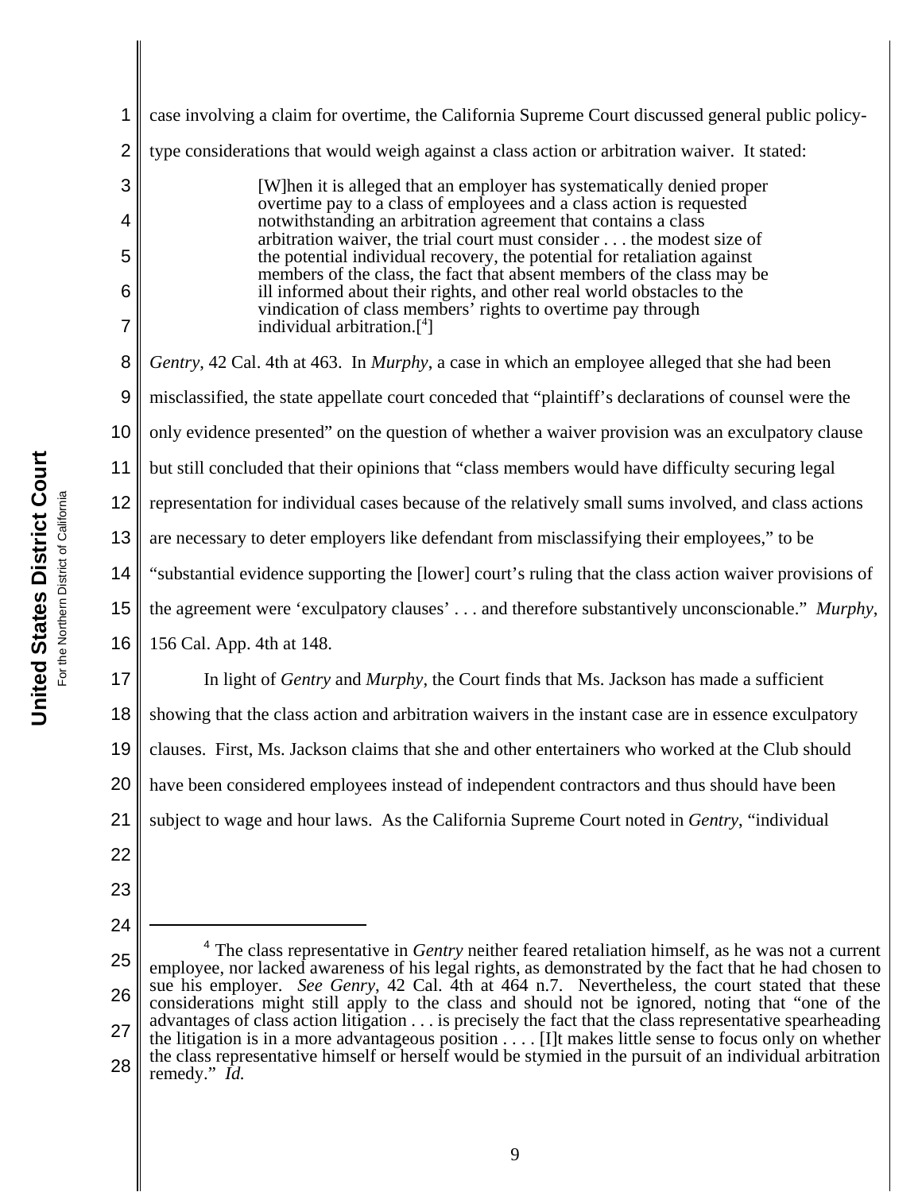case involving a claim for overtime, the California Supreme Court discussed general public policy-type considerations that would weigh against a class action or arbitration waiver. It stated:

> [W]hen it is alleged that an employer has systematically denied proper overtime pay to a class of employees and a class action is requested notwithstanding an arbitration agreement that contains a class arbitration waiver, the trial court must consider . . . the modest size of the potential individual recovery, the potential for retaliation against members of the class, the fact that absent members of the class may be ill informed about their rights, and other real world obstacles to the vindication of class members' rights to overtime pay through individual arbitration.[4]

*Gentry*, 42 Cal. 4th at 463. In *Murphy*, a case in which an employee alleged that she had been misclassified, the state appellate court conceded that "plaintiff's declarations of counsel were the only evidence presented" on the question of whether a waiver provision was an exculpatory clause but still concluded that their opinions that "class members would have difficulty securing legal representation for individual cases because of the relatively small sums involved, and class actions are necessary to deter employers like defendant from misclassifying their employees," to be "substantial evidence supporting the [lower] court's ruling that the class action waiver provisions of the agreement were 'exculpatory clauses' . . . and therefore substantively unconscionable." *Murphy*, 156 Cal. App. 4th at 148.

In light of *Gentry* and *Murphy*, the Court finds that Ms. Jackson has made a sufficient showing that the class action and arbitration waivers in the instant case are in essence exculpatory clauses. First, Ms. Jackson claims that she and other entertainers who worked at the Club should have been considered employees instead of independent contractors and thus should have been subject to wage and hour laws. As the California Supreme Court noted in *Gentry*, "individual

---

[4] The class representative in *Gentry* neither feared retaliation himself, as he was not a current employee, nor lacked awareness of his legal rights, as demonstrated by the fact that he had chosen to sue his employer. *See Genry*, 42 Cal. 4th at 464 n.7. Nevertheless, the court stated that these considerations might still apply to the class and should not be ignored, noting that "one of the advantages of class action litigation . . . is precisely the fact that the class representative spearheading the litigation is in a more advantageous position . . . . [I]t makes little sense to focus only on whether the class representative himself or herself would be stymied in the pursuit of an individual arbitration remedy." *Id.*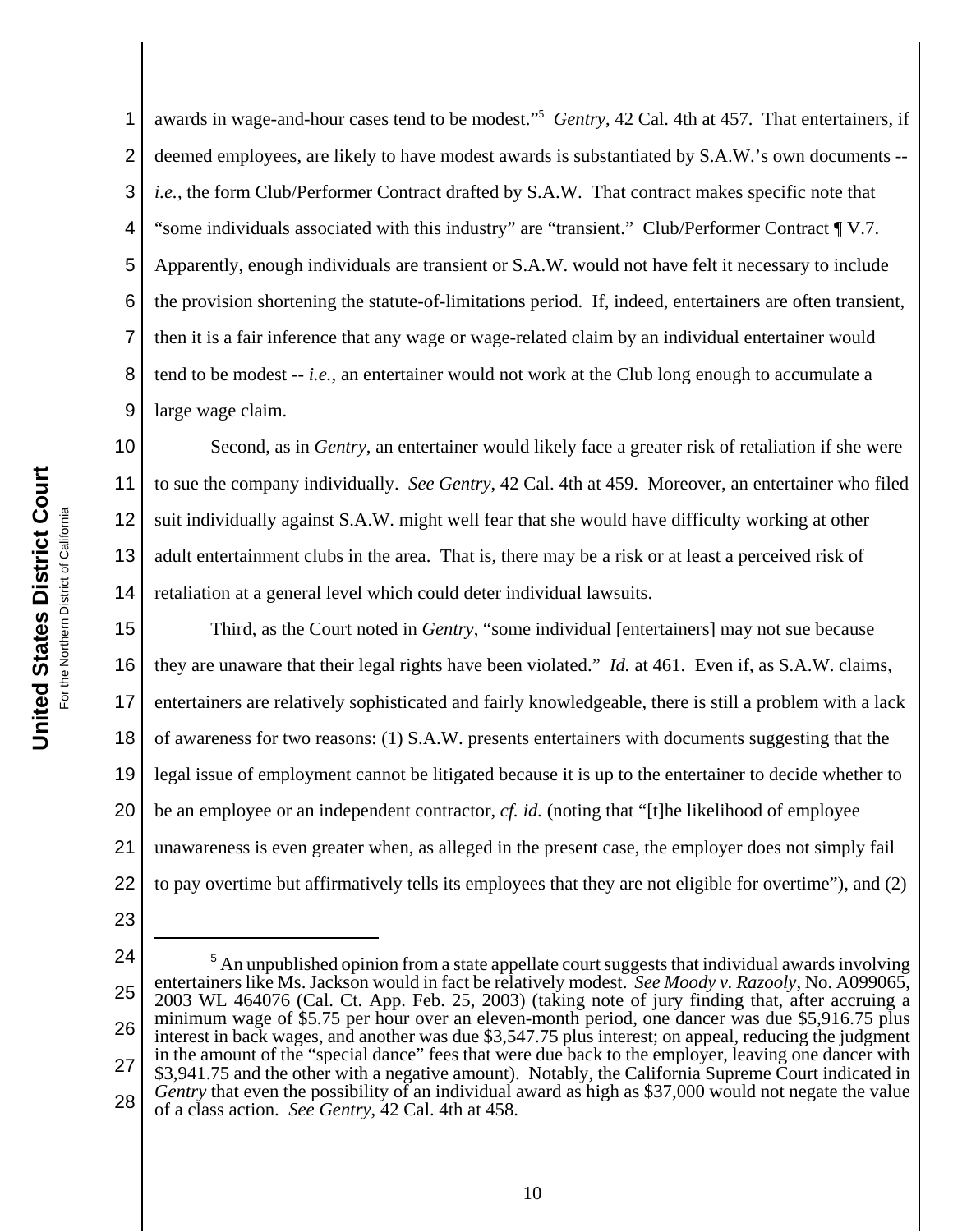awards in wage-and-hour cases tend to be modest."[5] *Gentry*, 42 Cal. 4th at 457. That entertainers, if deemed employees, are likely to have modest awards is substantiated by S.A.W.'s own documents -- *i.e.*, the form Club/Performer Contract drafted by S.A.W. That contract makes specific note that "some individuals associated with this industry" are "transient." Club/Performer Contract ¶ V.7. Apparently, enough individuals are transient or S.A.W. would not have felt it necessary to include the provision shortening the statute-of-limitations period. If, indeed, entertainers are often transient, then it is a fair inference that any wage or wage-related claim by an individual entertainer would tend to be modest -- *i.e.*, an entertainer would not work at the Club long enough to accumulate a large wage claim.

Second, as in *Gentry*, an entertainer would likely face a greater risk of retaliation if she were to sue the company individually. *See Gentry*, 42 Cal. 4th at 459. Moreover, an entertainer who filed suit individually against S.A.W. might well fear that she would have difficulty working at other adult entertainment clubs in the area. That is, there may be a risk or at least a perceived risk of retaliation at a general level which could deter individual lawsuits.

Third, as the Court noted in *Gentry*, "some individual [entertainers] may not sue because they are unaware that their legal rights have been violated." *Id.* at 461. Even if, as S.A.W. claims, entertainers are relatively sophisticated and fairly knowledgeable, there is still a problem with a lack of awareness for two reasons: (1) S.A.W. presents entertainers with documents suggesting that the legal issue of employment cannot be litigated because it is up to the entertainer to decide whether to be an employee or an independent contractor, *cf. id.* (noting that "[t]he likelihood of employee unawareness is even greater when, as alleged in the present case, the employer does not simply fail to pay overtime but affirmatively tells its employees that they are not eligible for overtime"), and (2)

---

[5] An unpublished opinion from a state appellate court suggests that individual awards involving entertainers like Ms. Jackson would in fact be relatively modest. *See Moody v. Razooly*, No. A099065, 2003 WL 464076 (Cal. Ct. App. Feb. 25, 2003) (taking note of jury finding that, after accruing a minimum wage of $5.75 per hour over an eleven-month period, one dancer was due $5,916.75 plus interest in back wages, and another was due $3,547.75 plus interest; on appeal, reducing the judgment in the amount of the "special dance" fees that were due back to the employer, leaving one dancer with $3,941.75 and the other with a negative amount). Notably, the California Supreme Court indicated in *Gentry* that even the possibility of an individual award as high as $37,000 would not negate the value of a class action. *See Gentry*, 42 Cal. 4th at 458.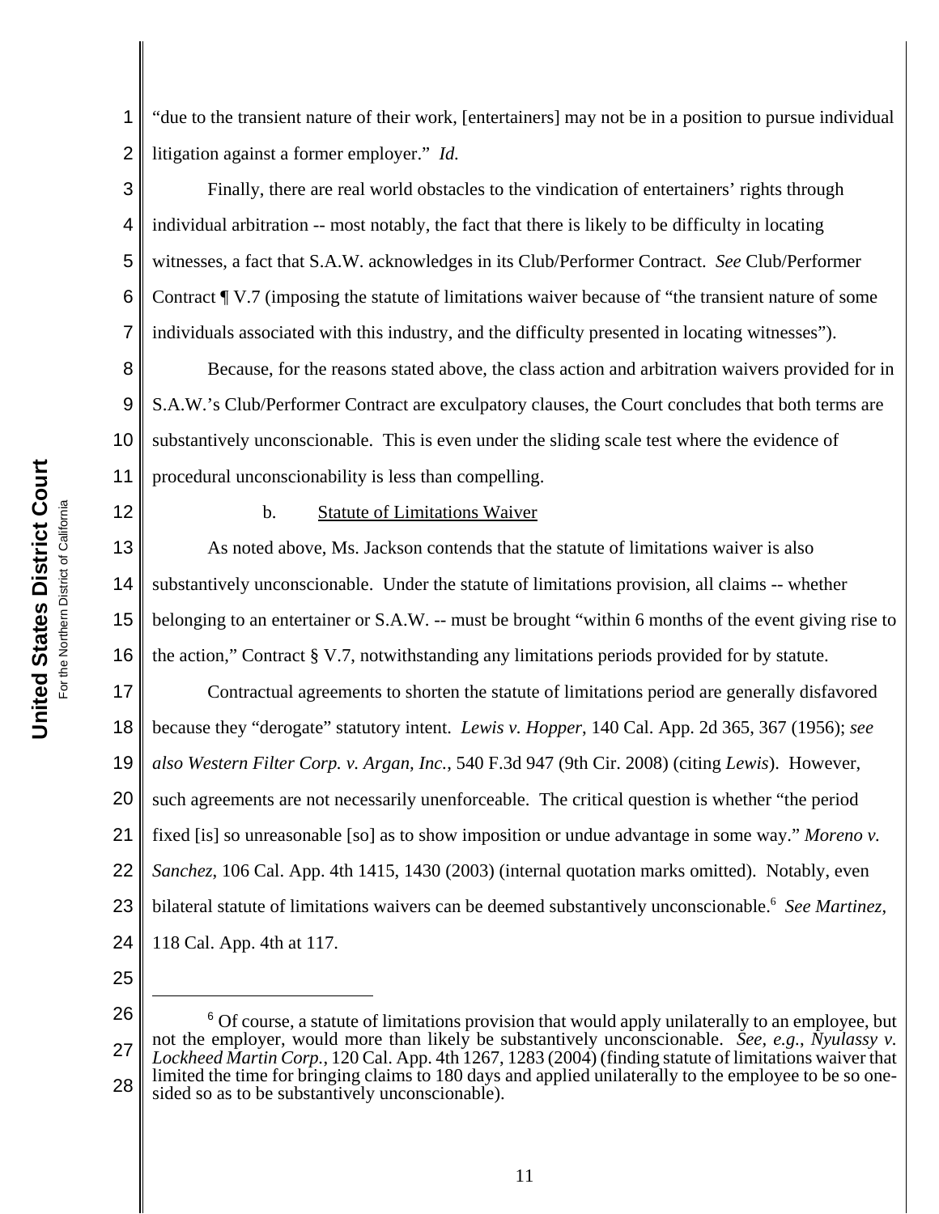"due to the transient nature of their work, [entertainers] may not be in a position to pursue individual litigation against a former employer." *Id.*

Finally, there are real world obstacles to the vindication of entertainers' rights through individual arbitration -- most notably, the fact that there is likely to be difficulty in locating witnesses, a fact that S.A.W. acknowledges in its Club/Performer Contract. *See* Club/Performer Contract ¶ V.7 (imposing the statute of limitations waiver because of "the transient nature of some individuals associated with this industry, and the difficulty presented in locating witnesses").

Because, for the reasons stated above, the class action and arbitration waivers provided for in S.A.W.'s Club/Performer Contract are exculpatory clauses, the Court concludes that both terms are substantively unconscionable. This is even under the sliding scale test where the evidence of procedural unconscionability is less than compelling.

b. Statute of Limitations Waiver

As noted above, Ms. Jackson contends that the statute of limitations waiver is also substantively unconscionable. Under the statute of limitations provision, all claims -- whether belonging to an entertainer or S.A.W. -- must be brought "within 6 months of the event giving rise to the action," Contract § V.7, notwithstanding any limitations periods provided for by statute.

Contractual agreements to shorten the statute of limitations period are generally disfavored because they "derogate" statutory intent. *Lewis v. Hopper*, 140 Cal. App. 2d 365, 367 (1956); *see also Western Filter Corp. v. Argan, Inc.*, 540 F.3d 947 (9th Cir. 2008) (citing *Lewis*). However, such agreements are not necessarily unenforceable. The critical question is whether "the period fixed [is] so unreasonable [so] as to show imposition or undue advantage in some way." *Moreno v. Sanchez*, 106 Cal. App. 4th 1415, 1430 (2003) (internal quotation marks omitted). Notably, even bilateral statute of limitations waivers can be deemed substantively unconscionable.[6] *See Martinez*, 118 Cal. App. 4th at 117.

---

[6] Of course, a statute of limitations provision that would apply unilaterally to an employee, but not the employer, would more than likely be substantively unconscionable. *See, e.g.*, *Nyulassy v. Lockheed Martin Corp.*, 120 Cal. App. 4th 1267, 1283 (2004) (finding statute of limitations waiver that limited the time for bringing claims to 180 days and applied unilaterally to the employee to be so one-sided so as to be substantively unconscionable).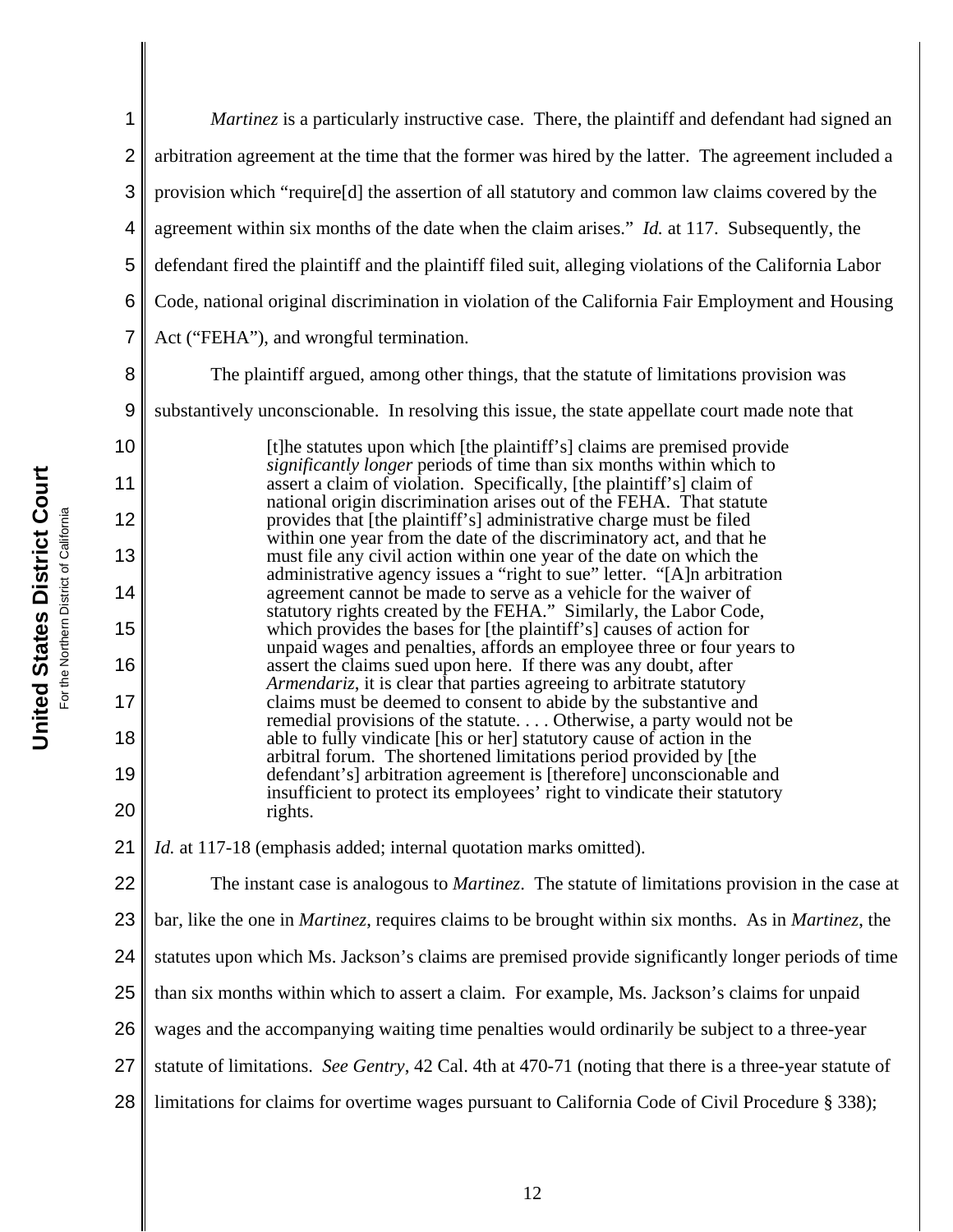*Martinez* is a particularly instructive case. There, the plaintiff and defendant had signed an arbitration agreement at the time that the former was hired by the latter. The agreement included a provision which "require[d] the assertion of all statutory and common law claims covered by the agreement within six months of the date when the claim arises." *Id.* at 117. Subsequently, the defendant fired the plaintiff and the plaintiff filed suit, alleging violations of the California Labor Code, national original discrimination in violation of the California Fair Employment and Housing Act ("FEHA"), and wrongful termination.

The plaintiff argued, among other things, that the statute of limitations provision was substantively unconscionable. In resolving this issue, the state appellate court made note that

> [t]he statutes upon which [the plaintiff's] claims are premised provide *significantly longer* periods of time than six months within which to assert a claim of violation. Specifically, [the plaintiff's] claim of national origin discrimination arises out of the FEHA. That statute provides that [the plaintiff's] administrative charge must be filed within one year from the date of the discriminatory act, and that he must file any civil action within one year of the date on which the administrative agency issues a "right to sue" letter. "[A]n arbitration agreement cannot be made to serve as a vehicle for the waiver of statutory rights created by the FEHA." Similarly, the Labor Code, which provides the bases for [the plaintiff's] causes of action for unpaid wages and penalties, affords an employee three or four years to assert the claims sued upon here. If there was any doubt, after *Armendariz*, it is clear that parties agreeing to arbitrate statutory claims must be deemed to consent to abide by the substantive and remedial provisions of the statute. . . . Otherwise, a party would not be able to fully vindicate [his or her] statutory cause of action in the arbitral forum. The shortened limitations period provided by [the defendant's] arbitration agreement is [therefore] unconscionable and insufficient to protect its employees' right to vindicate their statutory rights.

*Id.* at 117-18 (emphasis added; internal quotation marks omitted).

The instant case is analogous to *Martinez*. The statute of limitations provision in the case at bar, like the one in *Martinez*, requires claims to be brought within six months. As in *Martinez*, the statutes upon which Ms. Jackson's claims are premised provide significantly longer periods of time than six months within which to assert a claim. For example, Ms. Jackson's claims for unpaid wages and the accompanying waiting time penalties would ordinarily be subject to a three-year statute of limitations. *See Gentry*, 42 Cal. 4th at 470-71 (noting that there is a three-year statute of limitations for claims for overtime wages pursuant to California Code of Civil Procedure § 338);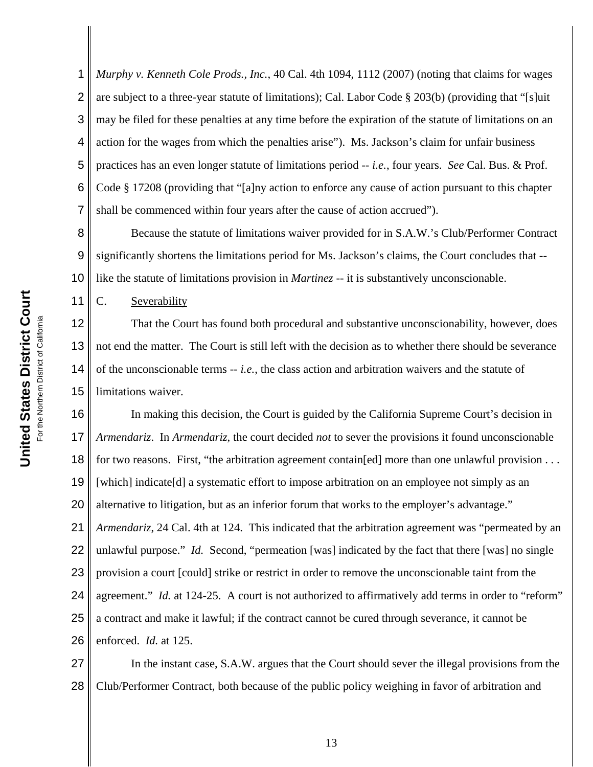*Murphy v. Kenneth Cole Prods., Inc.*, 40 Cal. 4th 1094, 1112 (2007) (noting that claims for wages are subject to a three-year statute of limitations); Cal. Labor Code § 203(b) (providing that "[s]uit may be filed for these penalties at any time before the expiration of the statute of limitations on an action for the wages from which the penalties arise"). Ms. Jackson's claim for unfair business practices has an even longer statute of limitations period -- *i.e.*, four years. *See* Cal. Bus. & Prof. Code § 17208 (providing that "[a]ny action to enforce any cause of action pursuant to this chapter shall be commenced within four years after the cause of action accrued").

Because the statute of limitations waiver provided for in S.A.W.'s Club/Performer Contract significantly shortens the limitations period for Ms. Jackson's claims, the Court concludes that -- like the statute of limitations provision in *Martinez* -- it is substantively unconscionable.

C. Severability

That the Court has found both procedural and substantive unconscionability, however, does not end the matter. The Court is still left with the decision as to whether there should be severance of the unconscionable terms -- *i.e.*, the class action and arbitration waivers and the statute of limitations waiver.

In making this decision, the Court is guided by the California Supreme Court's decision in *Armendariz*. In *Armendariz*, the court decided *not* to sever the provisions it found unconscionable for two reasons. First, "the arbitration agreement contain[ed] more than one unlawful provision . . . [which] indicate[d] a systematic effort to impose arbitration on an employee not simply as an alternative to litigation, but as an inferior forum that works to the employer's advantage." *Armendariz*, 24 Cal. 4th at 124. This indicated that the arbitration agreement was "permeated by an unlawful purpose." *Id.* Second, "permeation [was] indicated by the fact that there [was] no single provision a court [could] strike or restrict in order to remove the unconscionable taint from the agreement." *Id.* at 124-25. A court is not authorized to affirmatively add terms in order to "reform" a contract and make it lawful; if the contract cannot be cured through severance, it cannot be enforced. *Id.* at 125.

In the instant case, S.A.W. argues that the Court should sever the illegal provisions from the Club/Performer Contract, both because of the public policy weighing in favor of arbitration and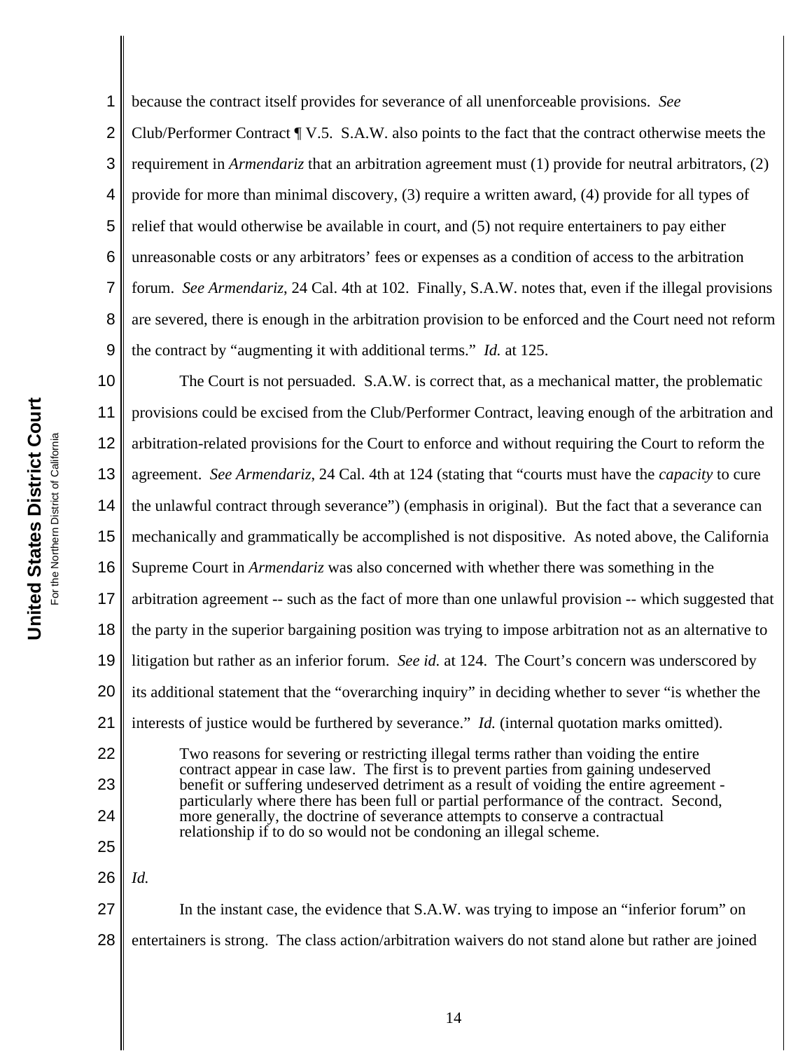because the contract itself provides for severance of all unenforceable provisions. *See* Club/Performer Contract ¶ V.5. S.A.W. also points to the fact that the contract otherwise meets the requirement in *Armendariz* that an arbitration agreement must (1) provide for neutral arbitrators, (2) provide for more than minimal discovery, (3) require a written award, (4) provide for all types of relief that would otherwise be available in court, and (5) not require entertainers to pay either unreasonable costs or any arbitrators' fees or expenses as a condition of access to the arbitration forum. *See Armendariz*, 24 Cal. 4th at 102. Finally, S.A.W. notes that, even if the illegal provisions are severed, there is enough in the arbitration provision to be enforced and the Court need not reform the contract by "augmenting it with additional terms." *Id.* at 125.

The Court is not persuaded. S.A.W. is correct that, as a mechanical matter, the problematic provisions could be excised from the Club/Performer Contract, leaving enough of the arbitration and arbitration-related provisions for the Court to enforce and without requiring the Court to reform the agreement. *See Armendariz*, 24 Cal. 4th at 124 (stating that "courts must have the *capacity* to cure the unlawful contract through severance") (emphasis in original). But the fact that a severance can mechanically and grammatically be accomplished is not dispositive. As noted above, the California Supreme Court in *Armendariz* was also concerned with whether there was something in the arbitration agreement -- such as the fact of more than one unlawful provision -- which suggested that the party in the superior bargaining position was trying to impose arbitration not as an alternative to litigation but rather as an inferior forum. *See id.* at 124. The Court's concern was underscored by its additional statement that the "overarching inquiry" in deciding whether to sever "is whether the interests of justice would be furthered by severance." *Id.* (internal quotation marks omitted).

> Two reasons for severing or restricting illegal terms rather than voiding the entire contract appear in case law. The first is to prevent parties from gaining undeserved benefit or suffering undeserved detriment as a result of voiding the entire agreement - particularly where there has been full or partial performance of the contract. Second, more generally, the doctrine of severance attempts to conserve a contractual relationship if to do so would not be condoning an illegal scheme.

*Id.*

In the instant case, the evidence that S.A.W. was trying to impose an "inferior forum" on entertainers is strong. The class action/arbitration waivers do not stand alone but rather are joined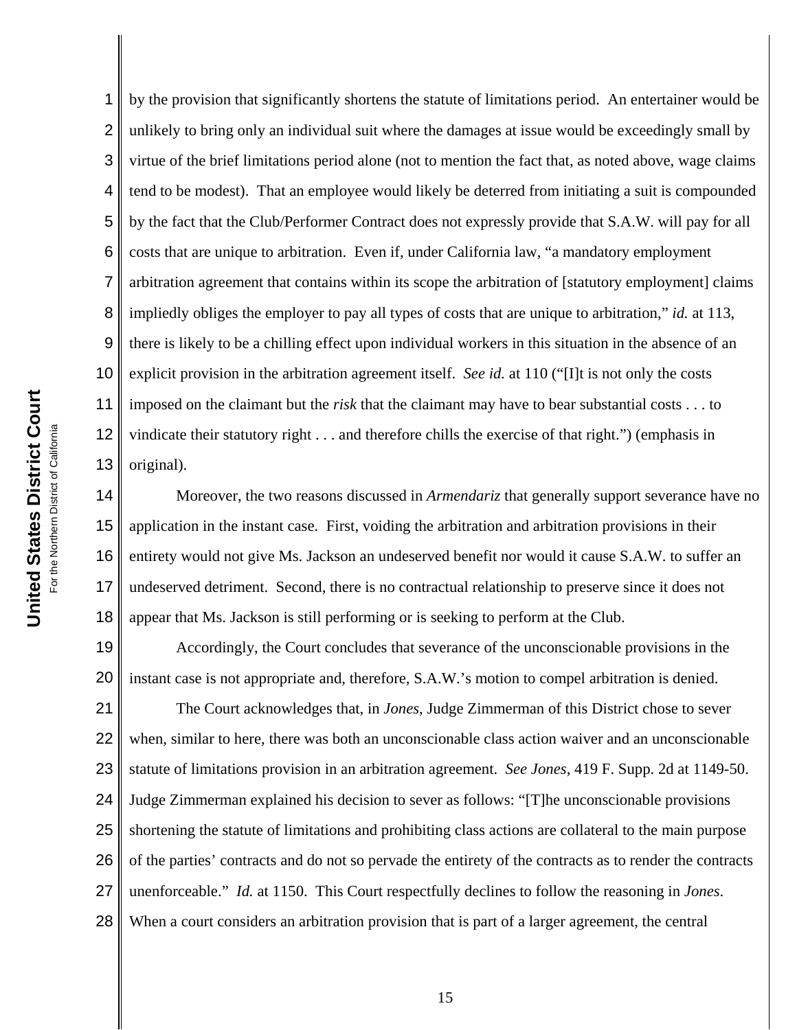by the provision that significantly shortens the statute of limitations period. An entertainer would be unlikely to bring only an individual suit where the damages at issue would be exceedingly small by virtue of the brief limitations period alone (not to mention the fact that, as noted above, wage claims tend to be modest). That an employee would likely be deterred from initiating a suit is compounded by the fact that the Club/Performer Contract does not expressly provide that S.A.W. will pay for all costs that are unique to arbitration. Even if, under California law, "a mandatory employment arbitration agreement that contains within its scope the arbitration of [statutory employment] claims impliedly obliges the employer to pay all types of costs that are unique to arbitration," *id.* at 113, there is likely to be a chilling effect upon individual workers in this situation in the absence of an explicit provision in the arbitration agreement itself. *See id.* at 110 ("[I]t is not only the costs imposed on the claimant but the *risk* that the claimant may have to bear substantial costs . . . to vindicate their statutory right . . . and therefore chills the exercise of that right.") (emphasis in original).

Moreover, the two reasons discussed in *Armendariz* that generally support severance have no application in the instant case. First, voiding the arbitration and arbitration provisions in their entirety would not give Ms. Jackson an undeserved benefit nor would it cause S.A.W. to suffer an undeserved detriment. Second, there is no contractual relationship to preserve since it does not appear that Ms. Jackson is still performing or is seeking to perform at the Club.

Accordingly, the Court concludes that severance of the unconscionable provisions in the instant case is not appropriate and, therefore, S.A.W.'s motion to compel arbitration is denied.

The Court acknowledges that, in *Jones*, Judge Zimmerman of this District chose to sever when, similar to here, there was both an unconscionable class action waiver and an unconscionable statute of limitations provision in an arbitration agreement. *See Jones*, 419 F. Supp. 2d at 1149-50. Judge Zimmerman explained his decision to sever as follows: "[T]he unconscionable provisions shortening the statute of limitations and prohibiting class actions are collateral to the main purpose of the parties' contracts and do not so pervade the entirety of the contracts as to render the contracts unenforceable." *Id.* at 1150. This Court respectfully declines to follow the reasoning in *Jones*. When a court considers an arbitration provision that is part of a larger agreement, the central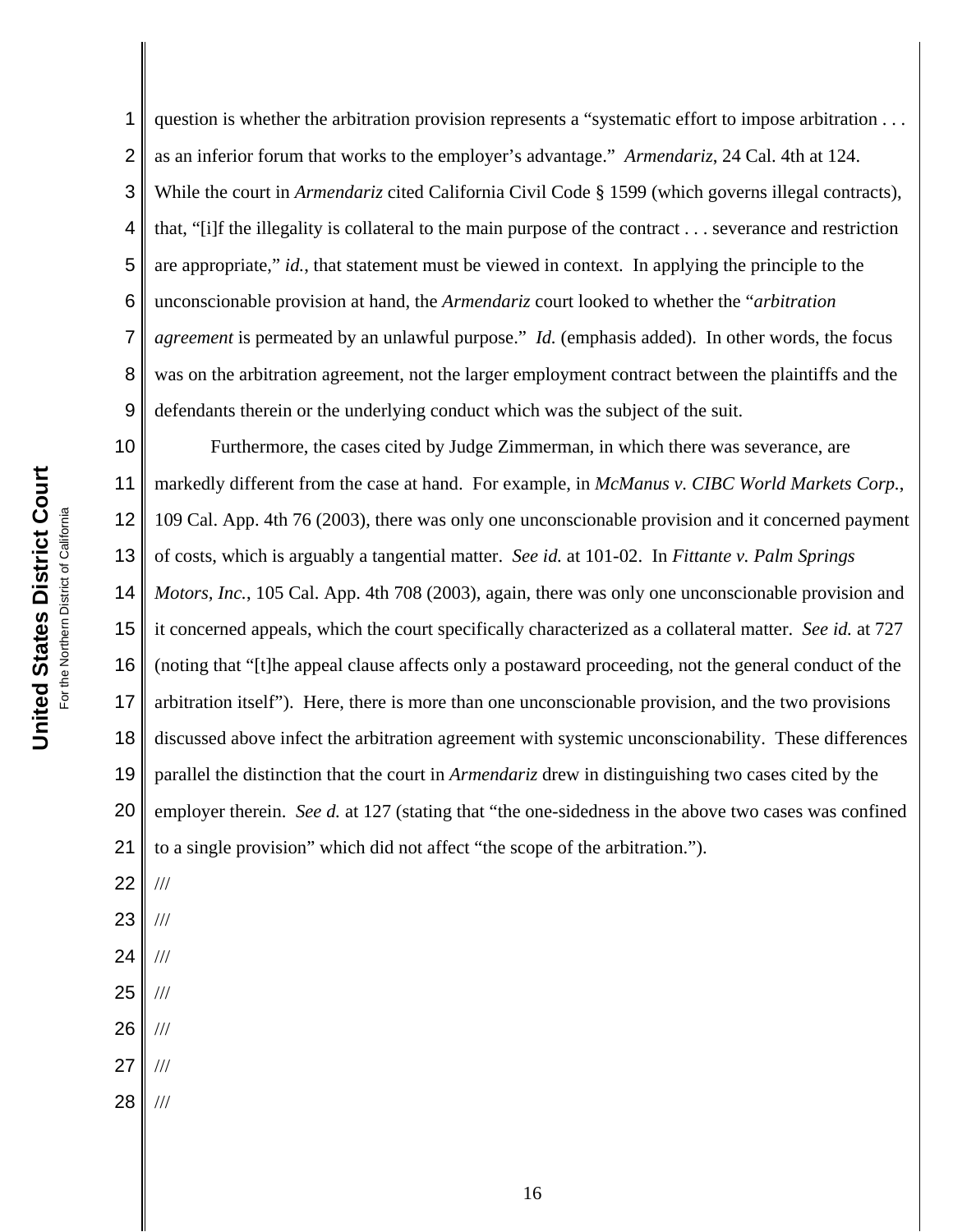question is whether the arbitration provision represents a "systematic effort to impose arbitration . . . as an inferior forum that works to the employer's advantage." *Armendariz*, 24 Cal. 4th at 124. While the court in *Armendariz* cited California Civil Code § 1599 (which governs illegal contracts), that, "[i]f the illegality is collateral to the main purpose of the contract . . . severance and restriction are appropriate," *id.*, that statement must be viewed in context. In applying the principle to the unconscionable provision at hand, the *Armendariz* court looked to whether the "*arbitration agreement* is permeated by an unlawful purpose." *Id.* (emphasis added). In other words, the focus was on the arbitration agreement, not the larger employment contract between the plaintiffs and the defendants therein or the underlying conduct which was the subject of the suit.

Furthermore, the cases cited by Judge Zimmerman, in which there was severance, are markedly different from the case at hand. For example, in *McManus v. CIBC World Markets Corp.*, 109 Cal. App. 4th 76 (2003), there was only one unconscionable provision and it concerned payment of costs, which is arguably a tangential matter. *See id.* at 101-02. In *Fittante v. Palm Springs Motors, Inc.*, 105 Cal. App. 4th 708 (2003), again, there was only one unconscionable provision and it concerned appeals, which the court specifically characterized as a collateral matter. *See id.* at 727 (noting that "[t]he appeal clause affects only a postaward proceeding, not the general conduct of the arbitration itself"). Here, there is more than one unconscionable provision, and the two provisions discussed above infect the arbitration agreement with systemic unconscionability. These differences parallel the distinction that the court in *Armendariz* drew in distinguishing two cases cited by the employer therein. *See d.* at 127 (stating that "the one-sidedness in the above two cases was confined to a single provision" which did not affect "the scope of the arbitration.").

///

///

///

///

///

///

///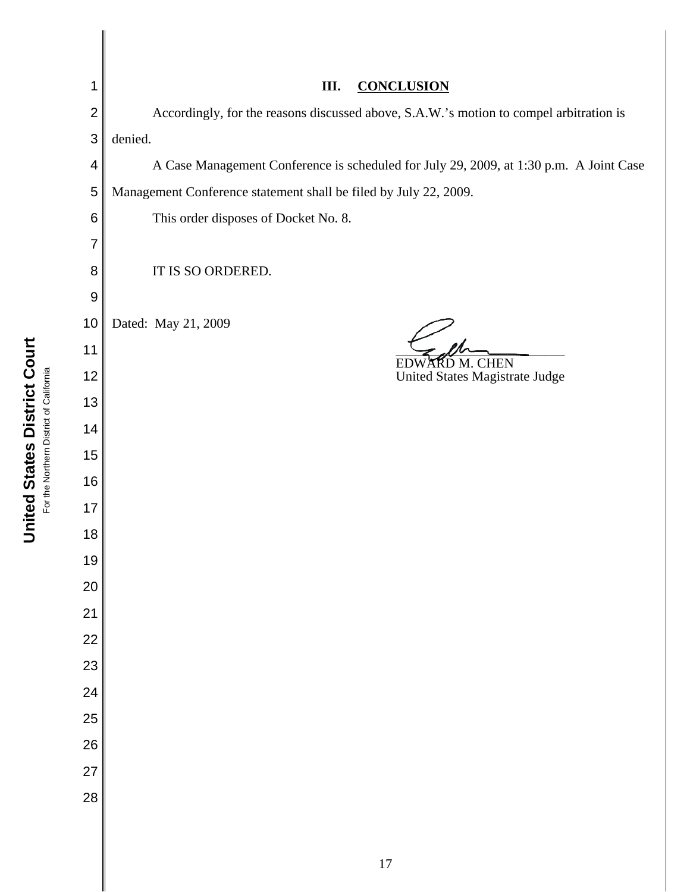## III. CONCLUSION

Accordingly, for the reasons discussed above, S.A.W.'s motion to compel arbitration is denied.

A Case Management Conference is scheduled for July 29, 2009, at 1:30 p.m. A Joint Case Management Conference statement shall be filed by July 22, 2009.

This order disposes of Docket No. 8.

IT IS SO ORDERED.

Dated: May 21, 2009

EDWARD M. CHEN
United States Magistrate Judge